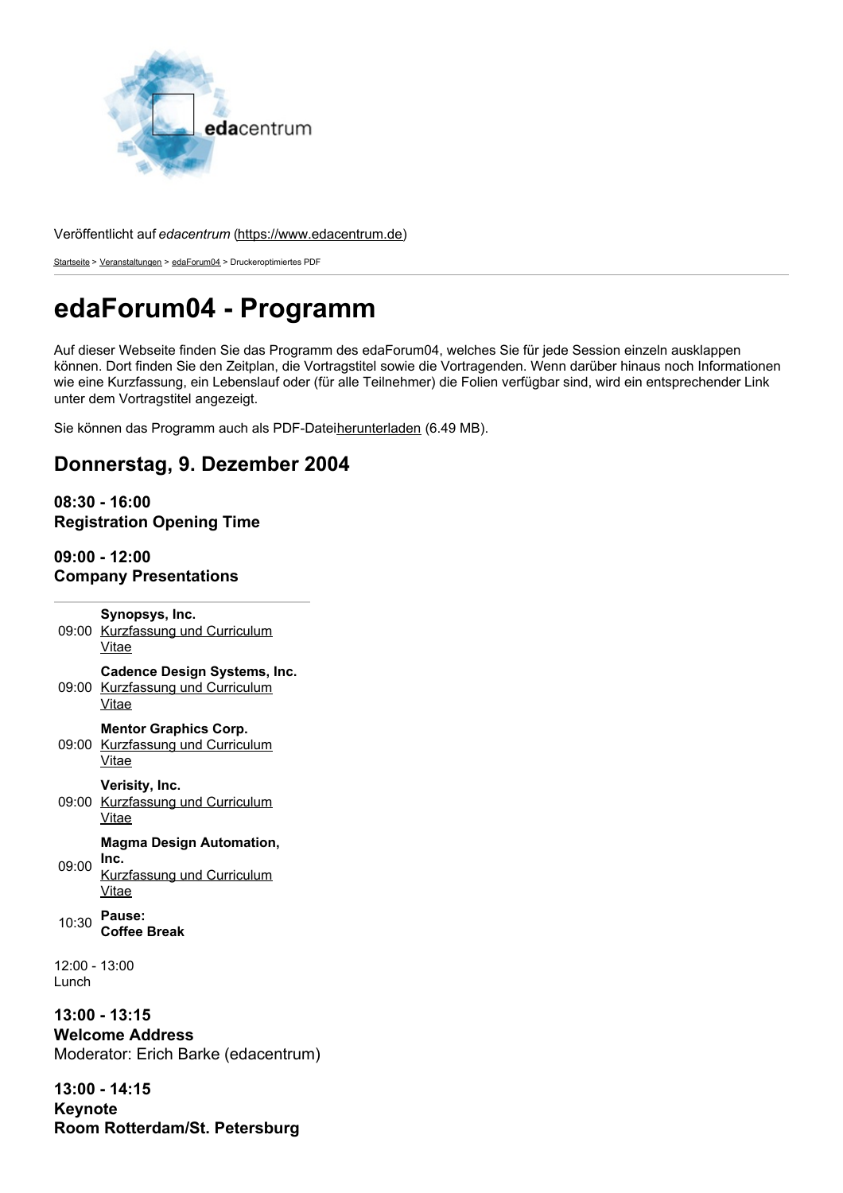Veröffentlicht auf *edacentrum* (https://www.edacentrum.de)

Startseite > Veranstaltungen > edaForum04 > Druckeroptimiertes PDF

# edaForum04 - Programm

Auf dieser Webseite finden Sie das Programm des edaForum04, welches Sie für jede Session einzeln ausklappen können. Dort finden Sie den Zeitplan, die Vortragstitel sowie die Vortragenden. Wenn darüber hinaus noch Informationen wie eine Kurzfassung, ein Lebenslauf oder (für alle Teilnehmer) die Folien verfügbar sind, wird ein entsprechender Link unter dem Vortragstitel angezeigt.

Sie können das Programm auch als PDF-Dateiherunterladen (6.49 MB).

## Donnerstag, 9. Dezember 2004

### 08:30 - 16:00
### Registration Opening Time

### 09:00 - 12:00
### Company Presentations

| | |
|---|---|
| 09:00 | **Synopsys, Inc.**<br>Kurzfassung und Curriculum Vitae |
| 09:00 | **Cadence Design Systems, Inc.**<br>Kurzfassung und Curriculum Vitae |
| 09:00 | **Mentor Graphics Corp.**<br>Kurzfassung und Curriculum Vitae |
| 09:00 | **Verisity, Inc.**<br>Kurzfassung und Curriculum Vitae |
| 09:00 | **Magma Design Automation, Inc.**<br>Kurzfassung und Curriculum Vitae |
| 10:30 | **Pause:**<br>**Coffee Break** |

12:00 - 13:00
Lunch

### 13:00 - 13:15
### Welcome Address
Moderator: Erich Barke (edacentrum)

### 13:00 - 14:15
### Keynote
### Room Rotterdam/St. Petersburg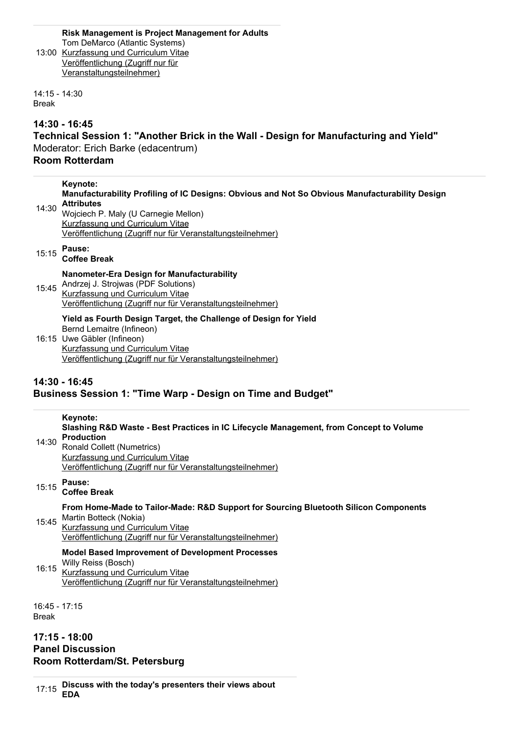13:00 **Risk Management is Project Management for Adults**
Tom DeMarco (Atlantic Systems)
Kurzfassung und Curriculum Vitae
Veröffentlichung (Zugriff nur für Veranstaltungsteilnehmer)

14:15 - 14:30
Break

## 14:30 - 16:45
## Technical Session 1: "Another Brick in the Wall - Design for Manufacturing and Yield"
Moderator: Erich Barke (edacentrum)
**Room Rotterdam**

14:30 **Keynote:**
**Manufacturability Profiling of IC Designs: Obvious and Not So Obvious Manufacturability Design Attributes**
Wojciech P. Maly (U Carnegie Mellon)
Kurzfassung und Curriculum Vitae
Veröffentlichung (Zugriff nur für Veranstaltungsteilnehmer)

15:15 **Pause:**
**Coffee Break**

15:45 **Nanometer-Era Design for Manufacturability**
Andrzej J. Strojwas (PDF Solutions)
Kurzfassung und Curriculum Vitae
Veröffentlichung (Zugriff nur für Veranstaltungsteilnehmer)

16:15 **Yield as Fourth Design Target, the Challenge of Design for Yield**
Bernd Lemaitre (Infineon)
Uwe Gäbler (Infineon)
Kurzfassung und Curriculum Vitae
Veröffentlichung (Zugriff nur für Veranstaltungsteilnehmer)

## 14:30 - 16:45
## Business Session 1: "Time Warp - Design on Time and Budget"

14:30 **Keynote:**
**Slashing R&D Waste - Best Practices in IC Lifecycle Management, from Concept to Volume Production**
Ronald Collett (Numetrics)
Kurzfassung und Curriculum Vitae
Veröffentlichung (Zugriff nur für Veranstaltungsteilnehmer)

15:15 **Pause:**
**Coffee Break**

15:45 **From Home-Made to Tailor-Made: R&D Support for Sourcing Bluetooth Silicon Components**
Martin Botteck (Nokia)
Kurzfassung und Curriculum Vitae
Veröffentlichung (Zugriff nur für Veranstaltungsteilnehmer)

16:15 **Model Based Improvement of Development Processes**
Willy Reiss (Bosch)
Kurzfassung und Curriculum Vitae
Veröffentlichung (Zugriff nur für Veranstaltungsteilnehmer)

16:45 - 17:15
Break

## 17:15 - 18:00
## Panel Discussion
## Room Rotterdam/St. Petersburg

17:15 **Discuss with the today's presenters their views about EDA**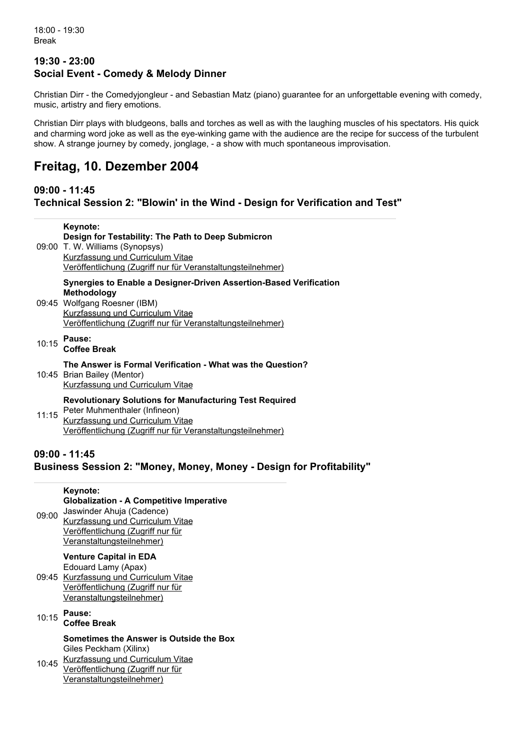18:00 - 19:30
Break

### 19:30 - 23:00
### Social Event - Comedy & Melody Dinner

Christian Dirr - the Comedyjongleur - and Sebastian Matz (piano) guarantee for an unforgettable evening with comedy, music, artistry and fiery emotions.

Christian Dirr plays with bludgeons, balls and torches as well as with the laughing muscles of his spectators. His quick and charming word joke as well as the eye-winking game with the audience are the recipe for success of the turbulent show. A strange journey by comedy, jonglage, - a show with much spontaneous improvisation.

## Freitag, 10. Dezember 2004

### 09:00 - 11:45
### Technical Session 2: "Blowin' in the Wind - Design for Verification and Test"

| | |
|---|---|
| 09:00 | **Keynote:** **Design for Testability: The Path to Deep Submicron** T. W. Williams (Synopsys) Kurzfassung und Curriculum Vitae Veröffentlichung (Zugriff nur für Veranstaltungsteilnehmer) |
| 09:45 | **Synergies to Enable a Designer-Driven Assertion-Based Verification Methodology** Wolfgang Roesner (IBM) Kurzfassung und Curriculum Vitae Veröffentlichung (Zugriff nur für Veranstaltungsteilnehmer) |
| 10:15 | **Pause:** **Coffee Break** |
| 10:45 | **The Answer is Formal Verification - What was the Question?** Brian Bailey (Mentor) Kurzfassung und Curriculum Vitae |
| 11:15 | **Revolutionary Solutions for Manufacturing Test Required** Peter Muhmenthaler (Infineon) Kurzfassung und Curriculum Vitae Veröffentlichung (Zugriff nur für Veranstaltungsteilnehmer) |

### 09:00 - 11:45
### Business Session 2: "Money, Money, Money - Design for Profitability"

| | |
|---|---|
| 09:00 | **Keynote:** **Globalization - A Competitive Imperative** Jaswinder Ahuja (Cadence) Kurzfassung und Curriculum Vitae Veröffentlichung (Zugriff nur für Veranstaltungsteilnehmer) |
| 09:45 | **Venture Capital in EDA** Edouard Lamy (Apax) Kurzfassung und Curriculum Vitae Veröffentlichung (Zugriff nur für Veranstaltungsteilnehmer) |
| 10:15 | **Pause:** **Coffee Break** |
| 10:45 | **Sometimes the Answer is Outside the Box** Giles Peckham (Xilinx) Kurzfassung und Curriculum Vitae Veröffentlichung (Zugriff nur für Veranstaltungsteilnehmer) |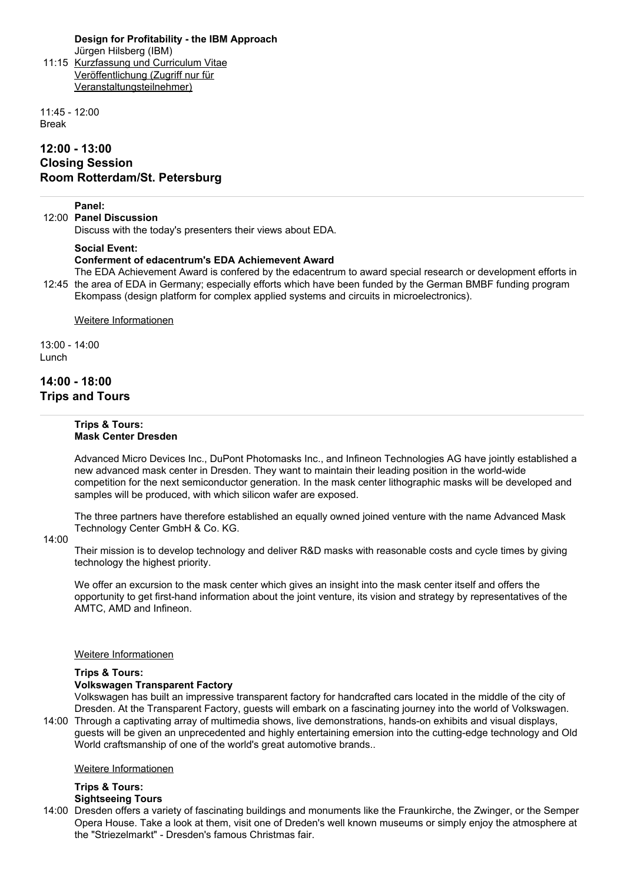**Design for Profitability - the IBM Approach**
Jürgen Hilsberg (IBM)
11:15 Kurzfassung und Curriculum Vitae
Veröffentlichung (Zugriff nur für Veranstaltungsteilnehmer)

11:45 - 12:00
Break

## 12:00 - 13:00
## Closing Session
## Room Rotterdam/St. Petersburg

---

12:00 **Panel:**
**Panel Discussion**
Discuss with the today's presenters their views about EDA.

12:45 **Social Event:**
**Conferment of edacentrum's EDA Achiemevent Award**
The EDA Achievement Award is confered by the edacentrum to award special research or development efforts in the area of EDA in Germany; especially efforts which have been funded by the German BMBF funding program Ekompass (design platform for complex applied systems and circuits in microelectronics).

Weitere Informationen

13:00 - 14:00
Lunch

## 14:00 - 18:00
## Trips and Tours

---

14:00 **Trips & Tours:**
**Mask Center Dresden**

Advanced Micro Devices Inc., DuPont Photomasks Inc., and Infineon Technologies AG have jointly established a new advanced mask center in Dresden. They want to maintain their leading position in the world-wide competition for the next semiconductor generation. In the mask center lithographic masks will be developed and samples will be produced, with which silicon wafer are exposed.

The three partners have therefore established an equally owned joined venture with the name Advanced Mask Technology Center GmbH & Co. KG.

Their mission is to develop technology and deliver R&D masks with reasonable costs and cycle times by giving technology the highest priority.

We offer an excursion to the mask center which gives an insight into the mask center itself and offers the opportunity to get first-hand information about the joint venture, its vision and strategy by representatives of the AMTC, AMD and Infineon.

Weitere Informationen

14:00 **Trips & Tours:**
**Volkswagen Transparent Factory**
Volkswagen has built an impressive transparent factory for handcrafted cars located in the middle of the city of Dresden. At the Transparent Factory, guests will embark on a fascinating journey into the world of Volkswagen. Through a captivating array of multimedia shows, live demonstrations, hands-on exhibits and visual displays, guests will be given an unprecedented and highly entertaining emersion into the cutting-edge technology and Old World craftsmanship of one of the world's great automotive brands..

Weitere Informationen

14:00 **Trips & Tours:**
**Sightseeing Tours**
Dresden offers a variety of fascinating buildings and monuments like the Fraunkirche, the Zwinger, or the Semper Opera House. Take a look at them, visit one of Dreden's well known museums or simply enjoy the atmosphere at the "Striezelmarkt" - Dresden's famous Christmas fair.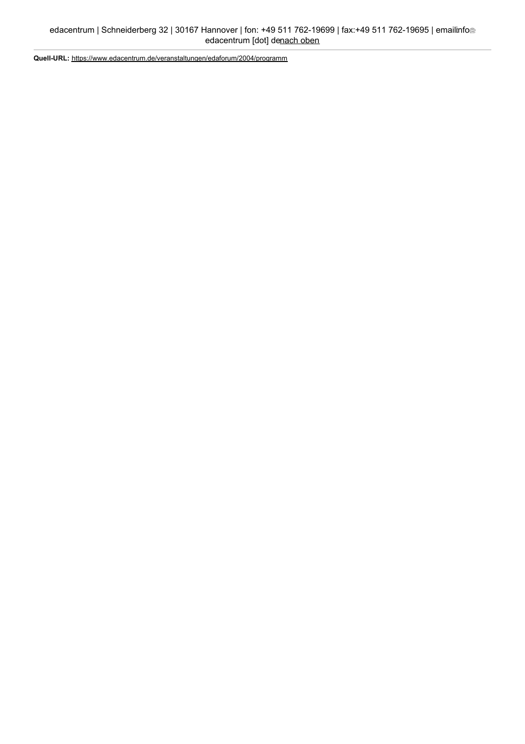edacentrum | Schneiderberg 32 | 30167 Hannover | fon: +49 511 762-19699 | fax:+49 511 762-19695 | emailinfo@ edacentrum [dot] denach oben

---

**Quell-URL:** https://www.edacentrum.de/veranstaltungen/edaforum/2004/programm